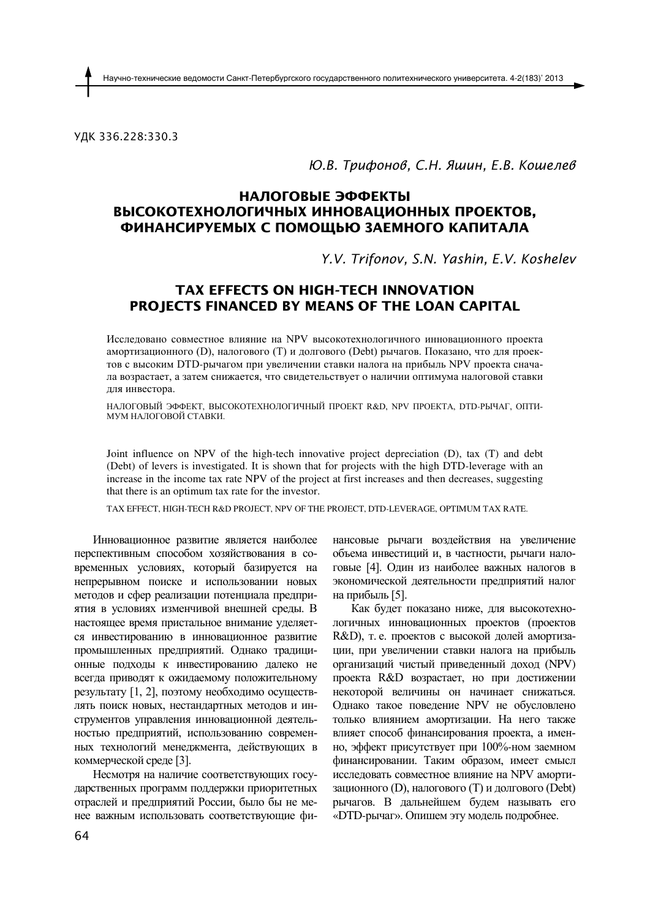УДК 336.228:330.3

*Ю.В. Трифонов, С.Н. Яшин, Е.В. Кошелев*

# НАЛОГОВЫЕ ЭФФЕКТЫ ВЫСОКОТЕХНОЛОГИЧНЫХ ИННОВАЦИОННЫХ ПРОЕКТОВ, ФИНАНСИРУЕМЫХ С ПОМОЩЬЮ ЗАЕМНОГО КАПИТАЛА

*Y.V. Trifonov, S.N. Yashin, E.V. Koshelev*

# TAX EFFECTS ON HIGH-TECH INNOVATION PROJECTS FINANCED BY MEANS OF THE LOAN CAPITAL

Исследовано совместное влияние на NPV высокотехнологичного инновационного проекта амортизационного (D), налогового (T) и долгового (Debt) рычагов. Показано, что для проектов с высоким DTD-рычагом при увеличении ставки налога на прибыль NPV проекта сначала возрастает, а затем снижается, что свидетельствует о наличии оптимума налоговой ставки для инвестора.

НАЛОГОВЫЙ ЭФФЕКТ, ВЫСОКОТЕХНОЛОГИЧНЫЙ ПРОЕКТ R&D, NPV ПРОЕКТА, DTD-РЫЧАГ, ОПТИМУМ НАЛОГОВОЙ СТАВКИ.

Joint influence on NPV of the high-tech innovative project depreciation (D), tax (T) and debt (Debt) of levers is investigated. It is shown that for projects with the high DTD-leverage with an increase in the income tax rate NPV of the project at first increases and then decreases, suggesting that there is an optimum tax rate for the investor.

TAX EFFECT, HIGH-TECH R&D PROJECT, NPV OF THE PROJECT, DTD-LEVERAGE, OPTIMUM TAX RATE.

Инновационное развитие является наиболее перспективным способом хозяйствования в современных условиях, который базируется на непрерывном поиске и использовании новых методов и сфер реализации потенциала предприятия в условиях изменчивой внешней среды. В настоящее время пристальное внимание уделяется инвестированию в инновационное развитие промышленных предприятий. Однако традиционные подходы к инвестированию далеко не всегда приводят к ожидаемому положительному результату [1, 2], поэтому необходимо осуществлять поиск новых, нестандартных методов и инструментов управления инновационной деятельностью предприятий, использованию современных технологий менеджмента, действующих в коммерческой среде [3].

Несмотря на наличие соответствующих государственных программ поддержки приоритетных отраслей и предприятий России, было бы не менее важным использовать соответствующие финансовые рычаги воздействия на увеличение объема инвестиций и, в частности, рычаги налоговые [4]. Один из наиболее важных налогов в экономической деятельности предприятий налог на прибыль [5].

Как будет показано ниже, для высокотехнологичных инновационных проектов (проектов R&D), т. е. проектов с высокой долей амортизации, при увеличении ставки налога на прибыль организаций чистый приведенный доход (NPV) проекта R&D возрастает, но при достижении некоторой величины он начинает снижаться. Однако такое поведение NPV не обусловлено только влиянием амортизации. На него также влияет способ финансирования проекта, а именно, эффект присутствует при 100%-ном заемном финансировании. Таким образом, имеет смысл исследовать совместное влияние на NPV амортизационного (D), налогового (T) и долгового (Debt) рычагов. В дальнейшем будем называть его «DTD-рычаг». Опишем эту модель подробнее.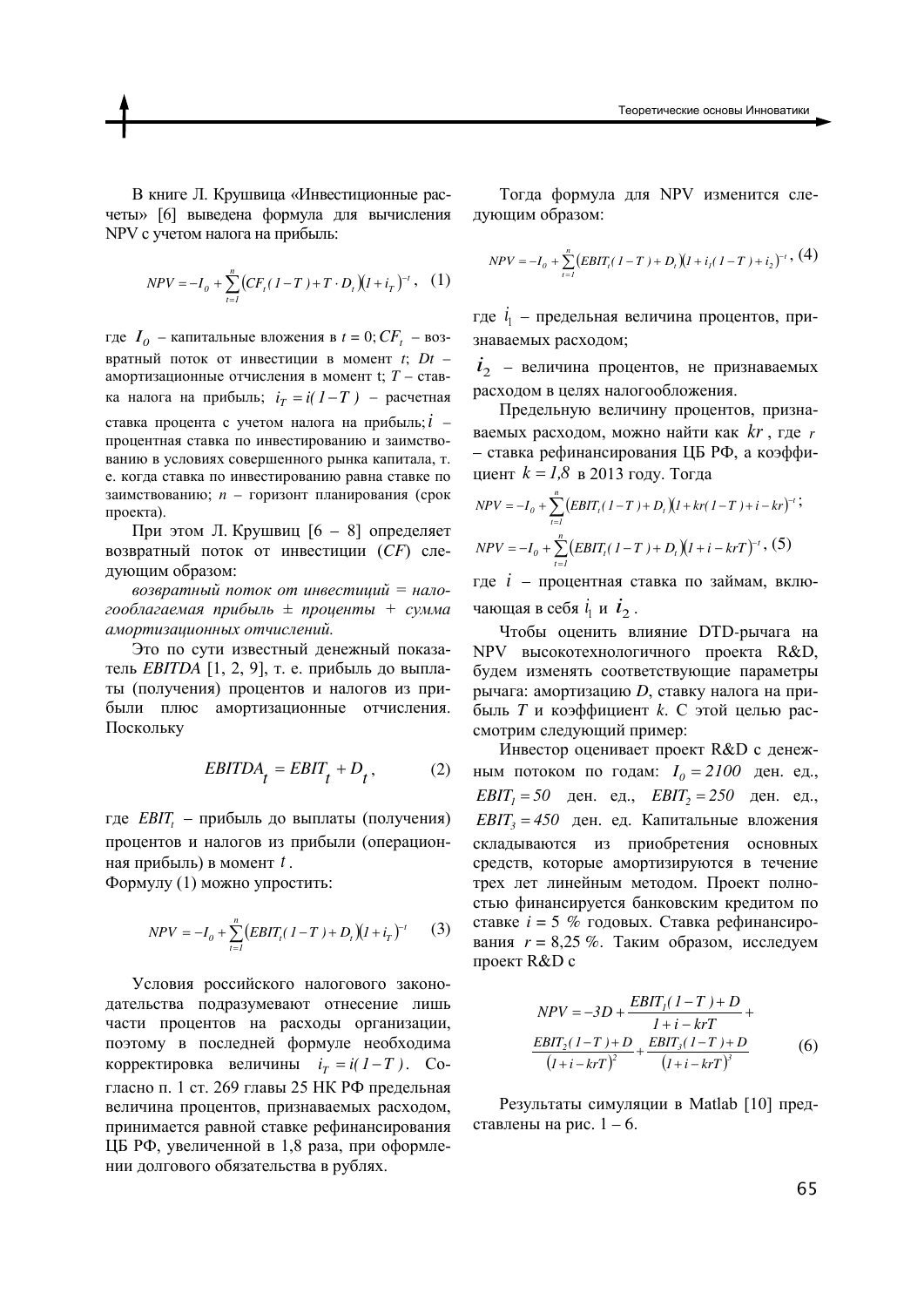В книге Л. Крушвица «Инвестиционные расчеты» [6] выведена формула для вычисления NPV с учетом налога на прибыль:

$$NPV = -I_0 + \sum_{t=1}^{n} \left( CF_t (1-T) + T \cdot D_t \right) (1 + i_T)^{-t}, \quad (1)$$

где $I_0$ – капитальные вложения в $t = 0$; $CF_t$ – возвратный поток от инвестиции в момент $t$; $Dt$ – амортизационные отчисления в момент t; $T$ – ставка налога на прибыль; $i_T = i(1-T)$ – расчетная ставка процента с учетом налога на прибыль; $i$ – процентная ставка по инвестированию и заимствованию в условиях совершенного рынка капитала, т. е. когда ставка по инвестированию равна ставке по заимствованию; $n$ – горизонт планирования (срок проекта).

При этом Л. Крушвиц [6 – 8] определяет возвратный поток от инвестиции (*CF*) следующим образом:

*возвратный поток от инвестиций = налогооблагаемая прибыль ± проценты + сумма амортизационных отчислений.*

Это по сути известный денежный показатель *EBITDA* [1, 2, 9], т. е. прибыль до выплаты (получения) процентов и налогов из прибыли плюс амортизационные отчисления. Поскольку

$$EBITDA_t = EBIT_t + D_t, \quad (2)$$

где $EBIT_t$ – прибыль до выплаты (получения) процентов и налогов из прибыли (операционная прибыль) в момент $t$.

Формулу (1) можно упростить:

$$NPV = -I_0 + \sum_{t=1}^{n} \left( EBIT_t (1-T) + D_t \right) (1 + i_T)^{-t} \quad (3)$$

Условия российского налогового законодательства подразумевают отнесение лишь части процентов на расходы организации, поэтому в последней формуле необходима корректировка величины $i_T = i(1-T)$. Согласно п. 1 ст. 269 главы 25 НК РФ предельная величина процентов, признаваемых расходом, принимается равной ставке рефинансирования ЦБ РФ, увеличенной в 1,8 раза, при оформлении долгового обязательства в рублях.

Тогда формула для NPV изменится следующим образом:

$$NPV = -I_0 + \sum_{t=1}^{n} \left( EBIT_t (1-T) + D_t \right) \left( 1 + i_1 (1-T) + i_2 \right)^{-t}, \quad (4)$$

где $i_1$ – предельная величина процентов, признаваемых расходом;

$i_2$ – величина процентов, не признаваемых расходом в целях налогообложения.

Предельную величину процентов, признаваемых расходом, можно найти как $kr$, где $r$ – ставка рефинансирования ЦБ РФ, а коэффициент $k = 1,8$ в 2013 году. Тогда

$$NPV = -I_0 + \sum_{t=1}^{n} \left( EBIT_t (1-T) + D_t \right) \left( 1 + kr(1-T) + i - kr \right)^{-t};$$

$$NPV = -I_0 + \sum_{t=1}^{n} \left( EBIT_t (1-T) + D_t \right) \left( 1 + i - krT \right)^{-t}, \quad (5)$$

где $i$ – процентная ставка по займам, включающая в себя $i_1$ и $i_2$.

Чтобы оценить влияние DTD-рычага на NPV высокотехнологичного проекта R&D, будем изменять соответствующие параметры рычага: амортизацию *D*, ставку налога на прибыль *T* и коэффициент *k*. С этой целью рассмотрим следующий пример:

Инвестор оценивает проект R&D с денежным потоком по годам: $I_0 = 2100$ ден. ед., $EBIT_1 = 50$ ден. ед., $EBIT_2 = 250$ ден. ед., $EBIT_3 = 450$ ден. ед. Капитальные вложения складываются из приобретения основных средств, которые амортизируются в течение трех лет линейным методом. Проект полностью финансируется банковским кредитом по ставке $i$ = 5 % годовых. Ставка рефинансирования $r$ = 8,25 %. Таким образом, исследуем проект R&D с

$$NPV = -3D + \frac{EBIT_1(1-T) + D}{1 + i - krT} + \frac{EBIT_2(1-T) + D}{(1 + i - krT)^2} + \frac{EBIT_3(1-T) + D}{(1 + i - krT)^3} \quad (6)$$

Результаты симуляции в Matlab [10] представлены на рис. 1 – 6.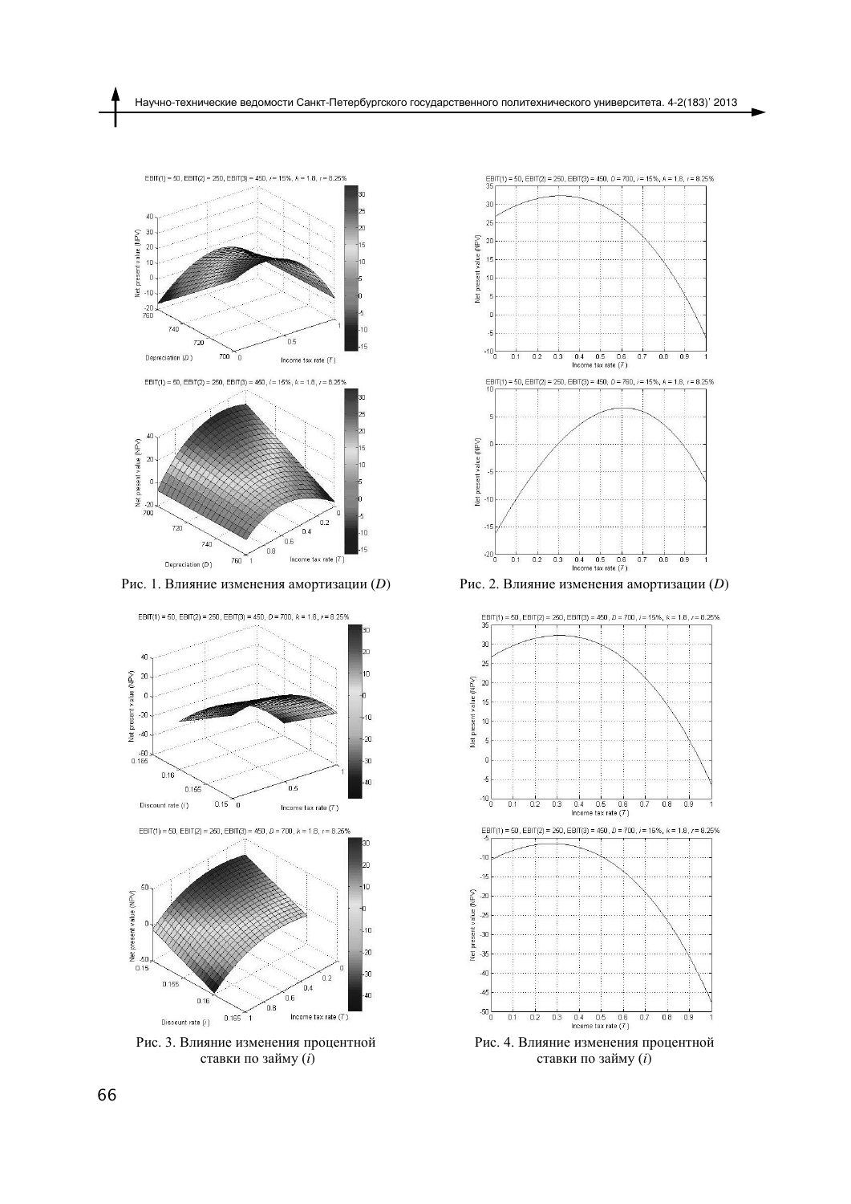Рис. 1. Влияние изменения амортизации (*D*)

Рис. 2. Влияние изменения амортизации (*D*)

Рис. 3. Влияние изменения процентной ставки по займу (*i*)

Рис. 4. Влияние изменения процентной ставки по займу (*i*)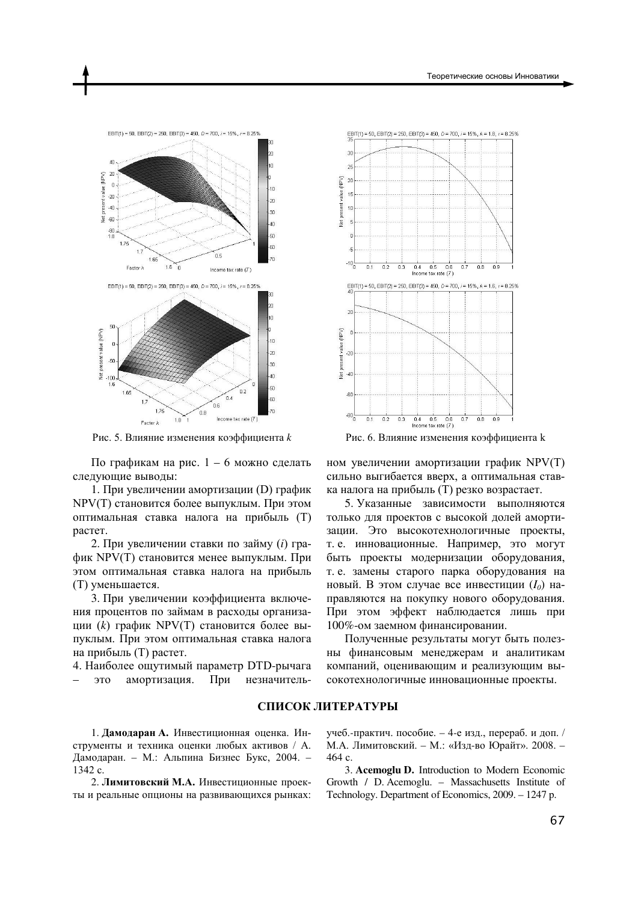Рис. 5. Влияние изменения коэффициента *k*

Рис. 6. Влияние изменения коэффициента k

По графикам на рис. 1 – 6 можно сделать следующие выводы:

1. При увеличении амортизации (D) график NPV(T) становится более выпуклым. При этом оптимальная ставка налога на прибыль (T) растет.

2. При увеличении ставки по займу (*i*) график NPV(T) становится менее выпуклым. При этом оптимальная ставка налога на прибыль (T) уменьшается.

3. При увеличении коэффициента включения процентов по займам в расходы организации (*k*) график NPV(T) становится более выпуклым. При этом оптимальная ставка налога на прибыль (T) растет.

4. Наиболее ощутимый параметр DTD-рычага – это амортизация. При незначительном увеличении амортизации график NPV(T) сильно выгибается вверх, а оптимальная ставка налога на прибыль (T) резко возрастает.

5. Указанные зависимости выполняются только для проектов с высокой долей амортизации. Это высокотехнологичные проекты, т. е. инновационные. Например, это могут быть проекты модернизации оборудования, т. е. замены старого парка оборудования на новый. В этом случае все инвестиции ($I_0$) направляются на покупку нового оборудования. При этом эффект наблюдается лишь при 100%-ом заемном финансировании.

Полученные результаты могут быть полезны финансовым менеджерам и аналитикам компаний, оценивающим и реализующим высокотехнологичные инновационные проекты.

## СПИСОК ЛИТЕРАТУРЫ

1. **Дамодаран А.** Инвестиционная оценка. Инструменты и техника оценки любых активов / А. Дамодаран. – М.: Альпина Бизнес Букс, 2004. – 1342 с.

2. **Лимитовский М.А.** Инвестиционные проекты и реальные опционы на развивающихся рынках: учеб.-практич. пособие. – 4-е изд., перераб. и доп. / М.А. Лимитовский. – М.: «Изд-во Юрайт». 2008. – 464 с.

3. **Acemoglu D.** Introduction to Modern Economic Growth / D. Acemoglu. – Massachusetts Institute of Technology. Department of Economics, 2009. – 1247 p.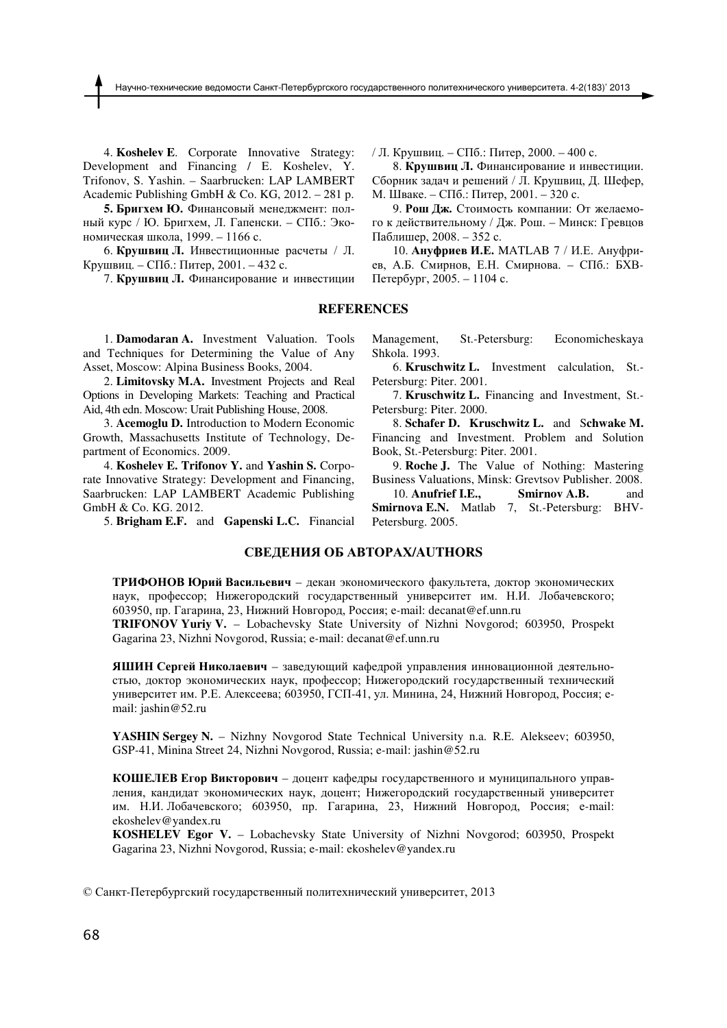4. **Koshelev E**. Corporate Innovative Strategy: Development and Financing / E. Koshelev, Y. Trifonov, S. Yashin. – Saarbrucken: LAP LAMBERT Academic Publishing GmbH & Co. KG, 2012. – 281 p.

**5. Бригхем Ю.** Финансовый менеджмент: полный курс / Ю. Бригхем, Л. Гапенски. – СПб.: Экономическая школа, 1999. – 1166 с.

6. **Крушвиц Л.** Инвестиционные расчеты / Л. Крушвиц. – СПб.: Питер, 2001. – 432 с.

7. **Крушвиц Л.** Финансирование и инвестиции / Л. Крушвиц. – СПб.: Питер, 2000. – 400 с.

8. **Крушвиц Л.** Финансирование и инвестиции. Сборник задач и решений / Л. Крушвиц, Д. Шефер, М. Шваке. – СПб.: Питер, 2001. – 320 с.

9. **Рош Дж.** Стоимость компании: От желаемого к действительному / Дж. Рош. – Минск: Гревцов Паблишер, 2008. – 352 с.

10. **Ануфриев И.Е.** MATLAB 7 / И.Е. Ануфриев, А.Б. Смирнов, Е.Н. Смирнова. – СПб.: БХВ-Петербург, 2005. – 1104 с.

## REFERENCES

1. **Damodaran A.** Investment Valuation. Tools and Techniques for Determining the Value of Any Asset, Moscow: Alpina Business Books, 2004.

2. **Limitovsky M.A.** Investment Projects and Real Options in Developing Markets: Teaching and Practical Aid, 4th edn. Moscow: Urait Publishing House, 2008.

3. **Acemoglu D.** Introduction to Modern Economic Growth, Massachusetts Institute of Technology, Department of Economics. 2009.

4. **Koshelev E. Trifonov Y.** and **Yashin S.** Corporate Innovative Strategy: Development and Financing, Saarbrucken: LAP LAMBERT Academic Publishing GmbH & Co. KG. 2012.

5. **Brigham E.F.** and **Gapenski L.C.** Financial Management, St.-Petersburg: Economicheskaya Shkola. 1993.

6. **Kruschwitz L.** Investment calculation, St.-Petersburg: Piter. 2001.

7. **Kruschwitz L.** Financing and Investment, St.-Petersburg: Piter. 2000.

8. **Schafer D. Kruschwitz L.** and **Schwake M.** Financing and Investment. Problem and Solution Book, St.-Petersburg: Piter. 2001.

9. **Roche J.** The Value of Nothing: Mastering Business Valuations, Minsk: Grevtsov Publisher. 2008.

10. **Anufrief I.E., Smirnov A.B.** and **Smirnova E.N.** Matlab 7, St.-Petersburg: BHV-Petersburg. 2005.

## СВЕДЕНИЯ ОБ АВТОРАХ/AUTHORS

**ТРИФОНОВ Юрий Васильевич** – декан экономического факультета, доктор экономических наук, профессор; Нижегородский государственный университет им. Н.И. Лобачевского; 603950, пр. Гагарина, 23, Нижний Новгород, Россия; e-mail: decanat@ef.unn.ru

**TRIFONOV Yuriy V.** – Lobachevsky State University of Nizhni Novgorod; 603950, Prospekt Gagarina 23, Nizhni Novgorod, Russia; e-mail: decanat@ef.unn.ru

**ЯШИН Сергей Николаевич** – заведующий кафедрой управления инновационной деятельностью, доктор экономических наук, профессор; Нижегородский государственный технический университет им. Р.Е. Алексеева; 603950, ГСП-41, ул. Минина, 24, Нижний Новгород, Россия; e-mail: jashin@52.ru

**YASHIN Sergey N.** – Nizhny Novgorod State Technical University n.a. R.E. Alekseev; 603950, GSP-41, Minina Street 24, Nizhni Novgorod, Russia; e-mail: jashin@52.ru

**КОШЕЛЕВ Егор Викторович** – доцент кафедры государственного и муниципального управления, кандидат экономических наук, доцент; Нижегородский государственный университет им. Н.И. Лобачевского; 603950, пр. Гагарина, 23, Нижний Новгород, Россия; e-mail: ekoshelev@yandex.ru

**KOSHELEV Egor V.** – Lobachevsky State University of Nizhni Novgorod; 603950, Prospekt Gagarina 23, Nizhni Novgorod, Russia; e-mail: ekoshelev@yandex.ru

© Санкт-Петербургский государственный политехнический университет, 2013